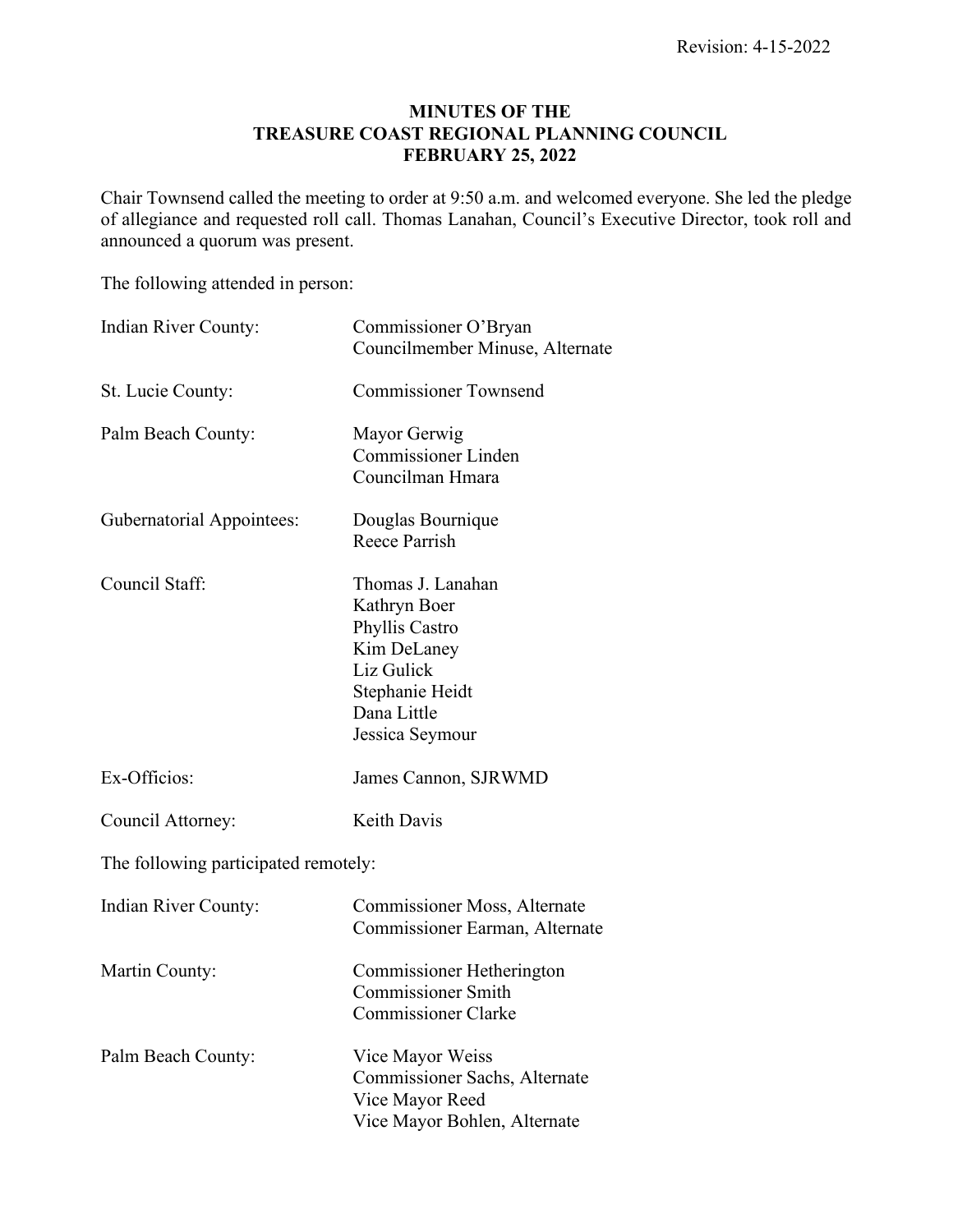Revision: 4-15-2022

# MINUTES OF THE TREASURE COAST REGIONAL PLANNING COUNCIL FEBRUARY 25, 2022

Chair Townsend called the meeting to order at 9:50 a.m. and welcomed everyone. She led the pledge of allegiance and requested roll call. Thomas Lanahan, Council's Executive Director, took roll and announced a quorum was present.

The following attended in person:

| | |
|---|---|
| Indian River County: | Commissioner O'Bryan<br>Councilmember Minuse, Alternate |
| St. Lucie County: | Commissioner Townsend |
| Palm Beach County: | Mayor Gerwig<br>Commissioner Linden<br>Councilman Hmara |
| Gubernatorial Appointees: | Douglas Bournique<br>Reece Parrish |
| Council Staff: | Thomas J. Lanahan<br>Kathryn Boer<br>Phyllis Castro<br>Kim DeLaney<br>Liz Gulick<br>Stephanie Heidt<br>Dana Little<br>Jessica Seymour |
| Ex-Officios: | James Cannon, SJRWMD |
| Council Attorney: | Keith Davis |

The following participated remotely:

| | |
|---|---|
| Indian River County: | Commissioner Moss, Alternate<br>Commissioner Earman, Alternate |
| Martin County: | Commissioner Hetherington<br>Commissioner Smith<br>Commissioner Clarke |
| Palm Beach County: | Vice Mayor Weiss<br>Commissioner Sachs, Alternate<br>Vice Mayor Reed<br>Vice Mayor Bohlen, Alternate |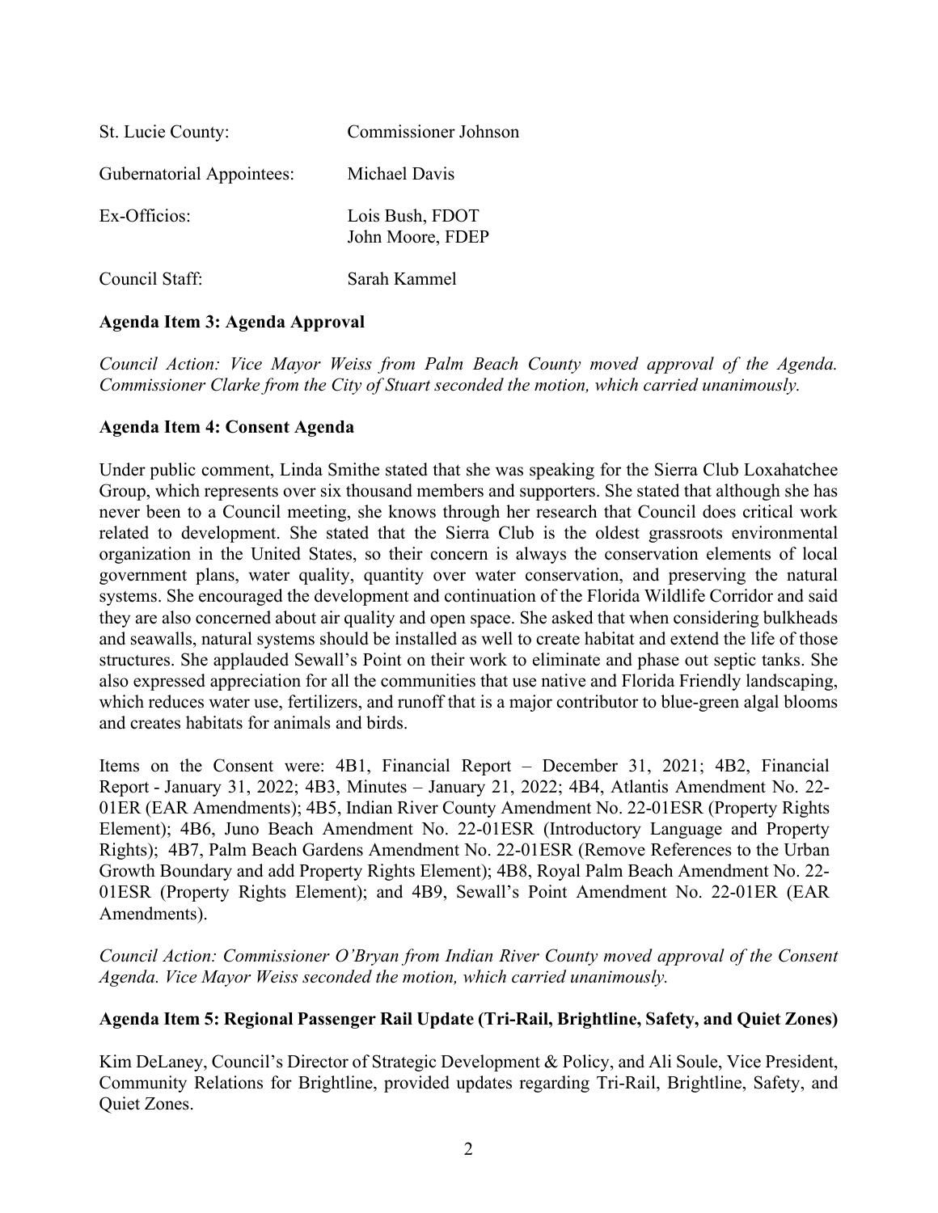| | |
|---|---|
| St. Lucie County: | Commissioner Johnson |
| Gubernatorial Appointees: | Michael Davis |
| Ex-Officios: | Lois Bush, FDOT<br>John Moore, FDEP |
| Council Staff: | Sarah Kammel |

**Agenda Item 3: Agenda Approval**

*Council Action: Vice Mayor Weiss from Palm Beach County moved approval of the Agenda. Commissioner Clarke from the City of Stuart seconded the motion, which carried unanimously.*

**Agenda Item 4: Consent Agenda**

Under public comment, Linda Smithe stated that she was speaking for the Sierra Club Loxahatchee Group, which represents over six thousand members and supporters. She stated that although she has never been to a Council meeting, she knows through her research that Council does critical work related to development. She stated that the Sierra Club is the oldest grassroots environmental organization in the United States, so their concern is always the conservation elements of local government plans, water quality, quantity over water conservation, and preserving the natural systems. She encouraged the development and continuation of the Florida Wildlife Corridor and said they are also concerned about air quality and open space. She asked that when considering bulkheads and seawalls, natural systems should be installed as well to create habitat and extend the life of those structures. She applauded Sewall's Point on their work to eliminate and phase out septic tanks. She also expressed appreciation for all the communities that use native and Florida Friendly landscaping, which reduces water use, fertilizers, and runoff that is a major contributor to blue-green algal blooms and creates habitats for animals and birds.

Items on the Consent were: 4B1, Financial Report – December 31, 2021; 4B2, Financial Report - January 31, 2022; 4B3, Minutes – January 21, 2022; 4B4, Atlantis Amendment No. 22-01ER (EAR Amendments); 4B5, Indian River County Amendment No. 22-01ESR (Property Rights Element); 4B6, Juno Beach Amendment No. 22-01ESR (Introductory Language and Property Rights); 4B7, Palm Beach Gardens Amendment No. 22-01ESR (Remove References to the Urban Growth Boundary and add Property Rights Element); 4B8, Royal Palm Beach Amendment No. 22-01ESR (Property Rights Element); and 4B9, Sewall's Point Amendment No. 22-01ER (EAR Amendments).

*Council Action: Commissioner O'Bryan from Indian River County moved approval of the Consent Agenda. Vice Mayor Weiss seconded the motion, which carried unanimously.*

**Agenda Item 5: Regional Passenger Rail Update (Tri-Rail, Brightline, Safety, and Quiet Zones)**

Kim DeLaney, Council's Director of Strategic Development & Policy, and Ali Soule, Vice President, Community Relations for Brightline, provided updates regarding Tri-Rail, Brightline, Safety, and Quiet Zones.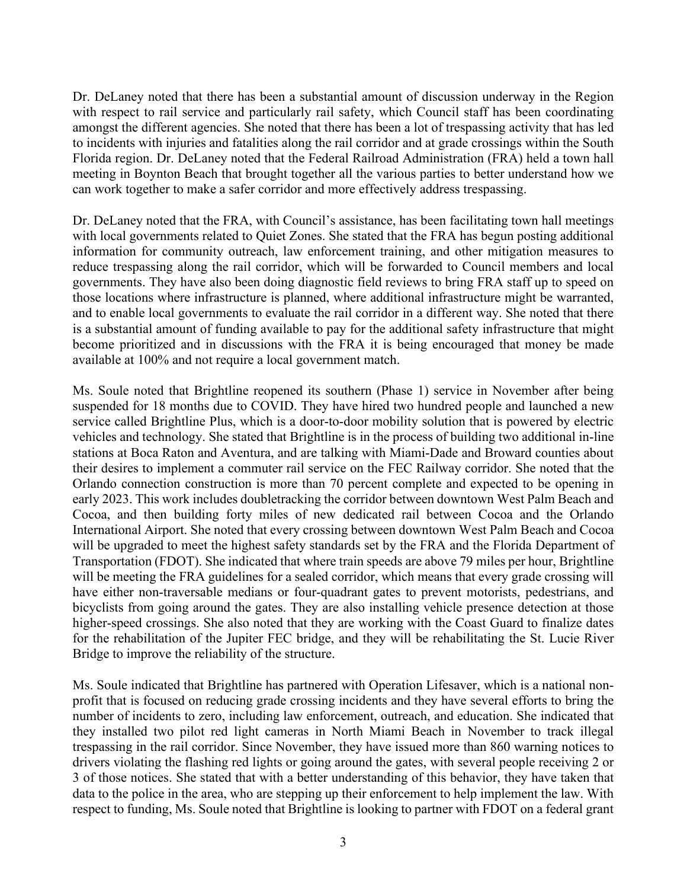Dr. DeLaney noted that there has been a substantial amount of discussion underway in the Region with respect to rail service and particularly rail safety, which Council staff has been coordinating amongst the different agencies. She noted that there has been a lot of trespassing activity that has led to incidents with injuries and fatalities along the rail corridor and at grade crossings within the South Florida region. Dr. DeLaney noted that the Federal Railroad Administration (FRA) held a town hall meeting in Boynton Beach that brought together all the various parties to better understand how we can work together to make a safer corridor and more effectively address trespassing.

Dr. DeLaney noted that the FRA, with Council's assistance, has been facilitating town hall meetings with local governments related to Quiet Zones. She stated that the FRA has begun posting additional information for community outreach, law enforcement training, and other mitigation measures to reduce trespassing along the rail corridor, which will be forwarded to Council members and local governments. They have also been doing diagnostic field reviews to bring FRA staff up to speed on those locations where infrastructure is planned, where additional infrastructure might be warranted, and to enable local governments to evaluate the rail corridor in a different way. She noted that there is a substantial amount of funding available to pay for the additional safety infrastructure that might become prioritized and in discussions with the FRA it is being encouraged that money be made available at 100% and not require a local government match.

Ms. Soule noted that Brightline reopened its southern (Phase 1) service in November after being suspended for 18 months due to COVID. They have hired two hundred people and launched a new service called Brightline Plus, which is a door-to-door mobility solution that is powered by electric vehicles and technology. She stated that Brightline is in the process of building two additional in-line stations at Boca Raton and Aventura, and are talking with Miami-Dade and Broward counties about their desires to implement a commuter rail service on the FEC Railway corridor. She noted that the Orlando connection construction is more than 70 percent complete and expected to be opening in early 2023. This work includes doubletracking the corridor between downtown West Palm Beach and Cocoa, and then building forty miles of new dedicated rail between Cocoa and the Orlando International Airport. She noted that every crossing between downtown West Palm Beach and Cocoa will be upgraded to meet the highest safety standards set by the FRA and the Florida Department of Transportation (FDOT). She indicated that where train speeds are above 79 miles per hour, Brightline will be meeting the FRA guidelines for a sealed corridor, which means that every grade crossing will have either non-traversable medians or four-quadrant gates to prevent motorists, pedestrians, and bicyclists from going around the gates. They are also installing vehicle presence detection at those higher-speed crossings. She also noted that they are working with the Coast Guard to finalize dates for the rehabilitation of the Jupiter FEC bridge, and they will be rehabilitating the St. Lucie River Bridge to improve the reliability of the structure.

Ms. Soule indicated that Brightline has partnered with Operation Lifesaver, which is a national non-profit that is focused on reducing grade crossing incidents and they have several efforts to bring the number of incidents to zero, including law enforcement, outreach, and education. She indicated that they installed two pilot red light cameras in North Miami Beach in November to track illegal trespassing in the rail corridor. Since November, they have issued more than 860 warning notices to drivers violating the flashing red lights or going around the gates, with several people receiving 2 or 3 of those notices. She stated that with a better understanding of this behavior, they have taken that data to the police in the area, who are stepping up their enforcement to help implement the law. With respect to funding, Ms. Soule noted that Brightline is looking to partner with FDOT on a federal grant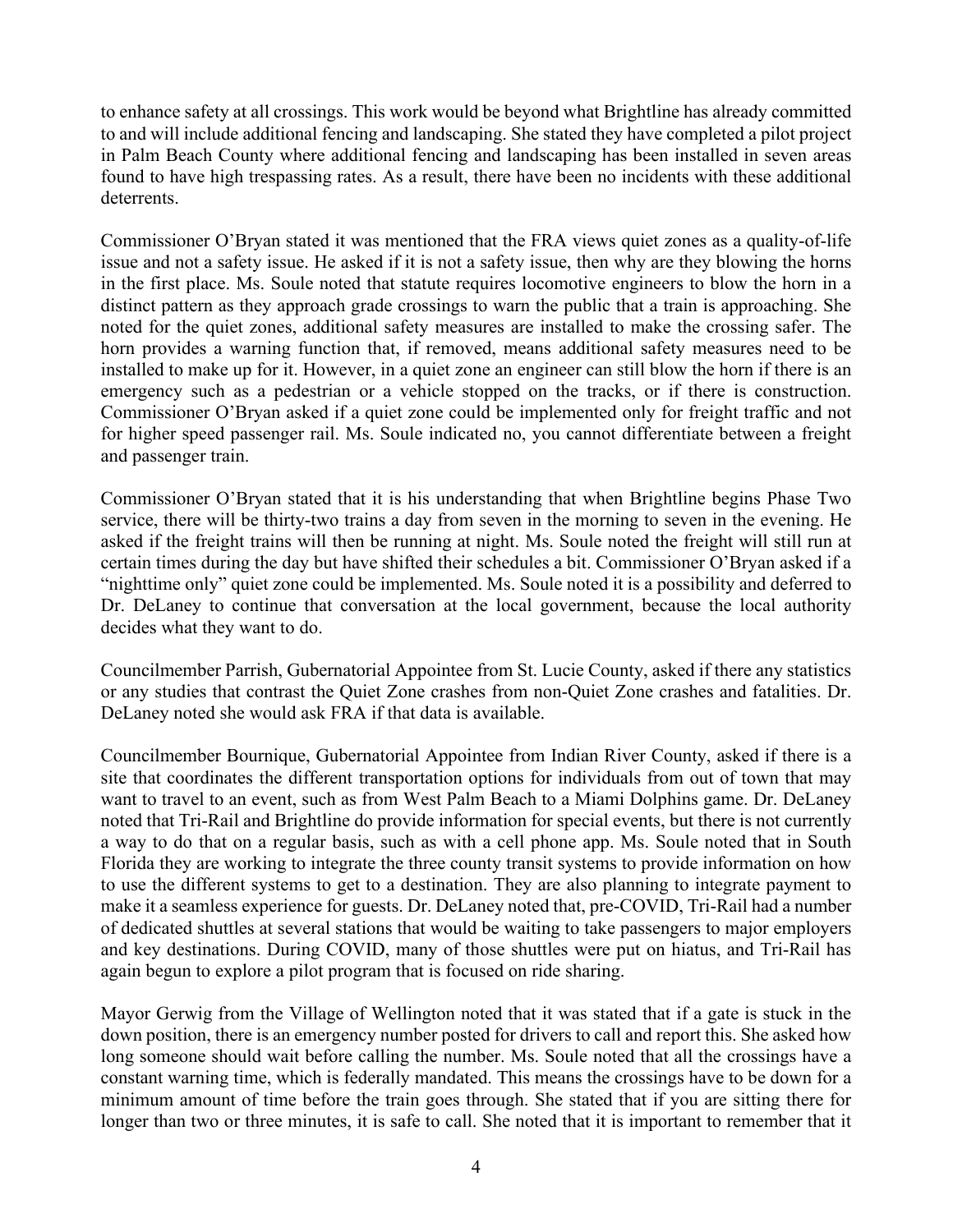to enhance safety at all crossings. This work would be beyond what Brightline has already committed to and will include additional fencing and landscaping. She stated they have completed a pilot project in Palm Beach County where additional fencing and landscaping has been installed in seven areas found to have high trespassing rates. As a result, there have been no incidents with these additional deterrents.

Commissioner O'Bryan stated it was mentioned that the FRA views quiet zones as a quality-of-life issue and not a safety issue. He asked if it is not a safety issue, then why are they blowing the horns in the first place. Ms. Soule noted that statute requires locomotive engineers to blow the horn in a distinct pattern as they approach grade crossings to warn the public that a train is approaching. She noted for the quiet zones, additional safety measures are installed to make the crossing safer. The horn provides a warning function that, if removed, means additional safety measures need to be installed to make up for it. However, in a quiet zone an engineer can still blow the horn if there is an emergency such as a pedestrian or a vehicle stopped on the tracks, or if there is construction. Commissioner O'Bryan asked if a quiet zone could be implemented only for freight traffic and not for higher speed passenger rail. Ms. Soule indicated no, you cannot differentiate between a freight and passenger train.

Commissioner O'Bryan stated that it is his understanding that when Brightline begins Phase Two service, there will be thirty-two trains a day from seven in the morning to seven in the evening. He asked if the freight trains will then be running at night. Ms. Soule noted the freight will still run at certain times during the day but have shifted their schedules a bit. Commissioner O'Bryan asked if a "nighttime only" quiet zone could be implemented. Ms. Soule noted it is a possibility and deferred to Dr. DeLaney to continue that conversation at the local government, because the local authority decides what they want to do.

Councilmember Parrish, Gubernatorial Appointee from St. Lucie County, asked if there any statistics or any studies that contrast the Quiet Zone crashes from non-Quiet Zone crashes and fatalities. Dr. DeLaney noted she would ask FRA if that data is available.

Councilmember Bournique, Gubernatorial Appointee from Indian River County, asked if there is a site that coordinates the different transportation options for individuals from out of town that may want to travel to an event, such as from West Palm Beach to a Miami Dolphins game. Dr. DeLaney noted that Tri-Rail and Brightline do provide information for special events, but there is not currently a way to do that on a regular basis, such as with a cell phone app. Ms. Soule noted that in South Florida they are working to integrate the three county transit systems to provide information on how to use the different systems to get to a destination. They are also planning to integrate payment to make it a seamless experience for guests. Dr. DeLaney noted that, pre-COVID, Tri-Rail had a number of dedicated shuttles at several stations that would be waiting to take passengers to major employers and key destinations. During COVID, many of those shuttles were put on hiatus, and Tri-Rail has again begun to explore a pilot program that is focused on ride sharing.

Mayor Gerwig from the Village of Wellington noted that it was stated that if a gate is stuck in the down position, there is an emergency number posted for drivers to call and report this. She asked how long someone should wait before calling the number. Ms. Soule noted that all the crossings have a constant warning time, which is federally mandated. This means the crossings have to be down for a minimum amount of time before the train goes through. She stated that if you are sitting there for longer than two or three minutes, it is safe to call. She noted that it is important to remember that it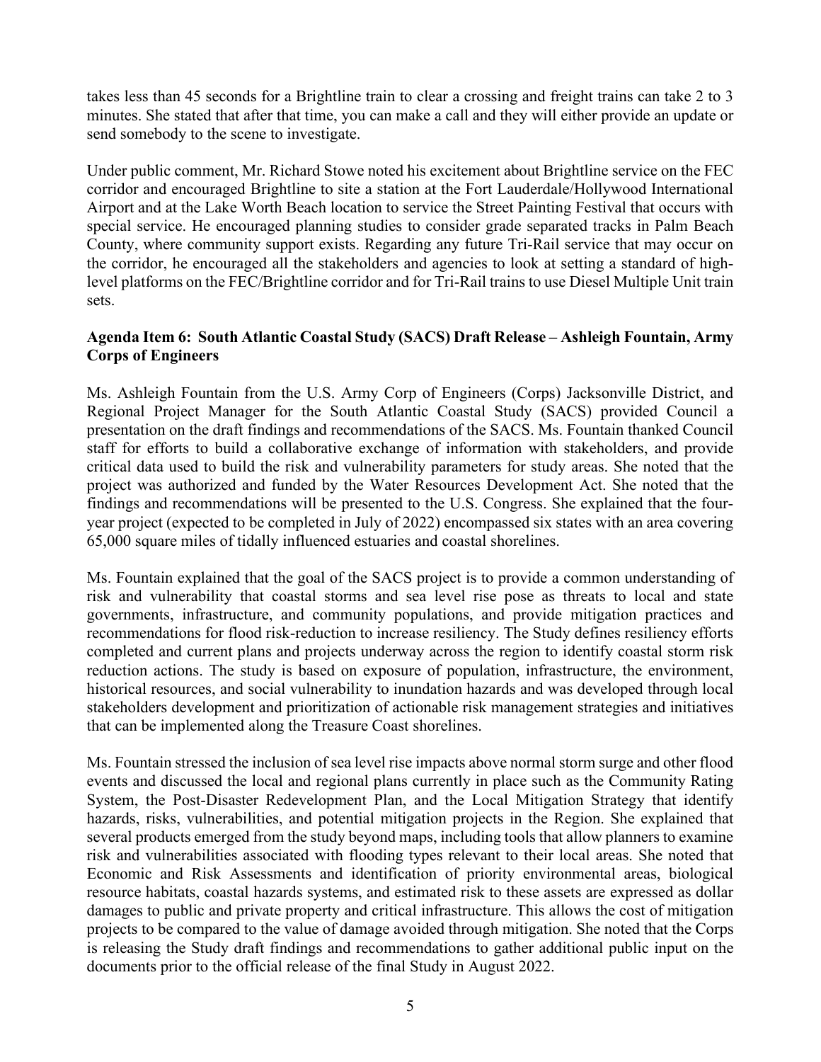takes less than 45 seconds for a Brightline train to clear a crossing and freight trains can take 2 to 3 minutes. She stated that after that time, you can make a call and they will either provide an update or send somebody to the scene to investigate.

Under public comment, Mr. Richard Stowe noted his excitement about Brightline service on the FEC corridor and encouraged Brightline to site a station at the Fort Lauderdale/Hollywood International Airport and at the Lake Worth Beach location to service the Street Painting Festival that occurs with special service. He encouraged planning studies to consider grade separated tracks in Palm Beach County, where community support exists. Regarding any future Tri-Rail service that may occur on the corridor, he encouraged all the stakeholders and agencies to look at setting a standard of high-level platforms on the FEC/Brightline corridor and for Tri-Rail trains to use Diesel Multiple Unit train sets.

**Agenda Item 6: South Atlantic Coastal Study (SACS) Draft Release – Ashleigh Fountain, Army Corps of Engineers**

Ms. Ashleigh Fountain from the U.S. Army Corp of Engineers (Corps) Jacksonville District, and Regional Project Manager for the South Atlantic Coastal Study (SACS) provided Council a presentation on the draft findings and recommendations of the SACS. Ms. Fountain thanked Council staff for efforts to build a collaborative exchange of information with stakeholders, and provide critical data used to build the risk and vulnerability parameters for study areas. She noted that the project was authorized and funded by the Water Resources Development Act. She noted that the findings and recommendations will be presented to the U.S. Congress. She explained that the four-year project (expected to be completed in July of 2022) encompassed six states with an area covering 65,000 square miles of tidally influenced estuaries and coastal shorelines.

Ms. Fountain explained that the goal of the SACS project is to provide a common understanding of risk and vulnerability that coastal storms and sea level rise pose as threats to local and state governments, infrastructure, and community populations, and provide mitigation practices and recommendations for flood risk-reduction to increase resiliency. The Study defines resiliency efforts completed and current plans and projects underway across the region to identify coastal storm risk reduction actions. The study is based on exposure of population, infrastructure, the environment, historical resources, and social vulnerability to inundation hazards and was developed through local stakeholders development and prioritization of actionable risk management strategies and initiatives that can be implemented along the Treasure Coast shorelines.

Ms. Fountain stressed the inclusion of sea level rise impacts above normal storm surge and other flood events and discussed the local and regional plans currently in place such as the Community Rating System, the Post-Disaster Redevelopment Plan, and the Local Mitigation Strategy that identify hazards, risks, vulnerabilities, and potential mitigation projects in the Region. She explained that several products emerged from the study beyond maps, including tools that allow planners to examine risk and vulnerabilities associated with flooding types relevant to their local areas. She noted that Economic and Risk Assessments and identification of priority environmental areas, biological resource habitats, coastal hazards systems, and estimated risk to these assets are expressed as dollar damages to public and private property and critical infrastructure. This allows the cost of mitigation projects to be compared to the value of damage avoided through mitigation. She noted that the Corps is releasing the Study draft findings and recommendations to gather additional public input on the documents prior to the official release of the final Study in August 2022.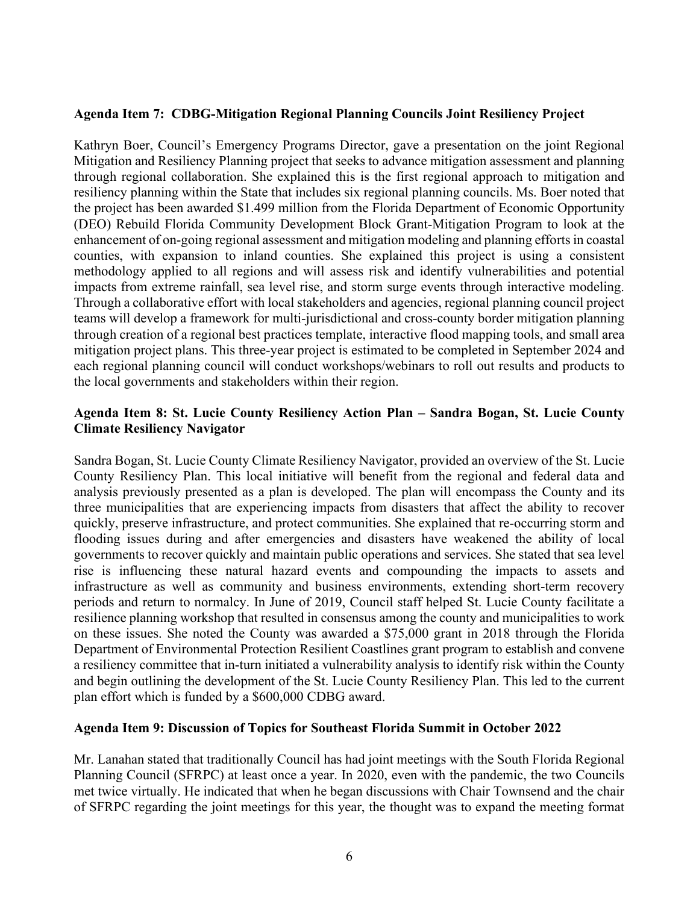**Agenda Item 7: CDBG-Mitigation Regional Planning Councils Joint Resiliency Project**

Kathryn Boer, Council's Emergency Programs Director, gave a presentation on the joint Regional Mitigation and Resiliency Planning project that seeks to advance mitigation assessment and planning through regional collaboration. She explained this is the first regional approach to mitigation and resiliency planning within the State that includes six regional planning councils. Ms. Boer noted that the project has been awarded $1.499 million from the Florida Department of Economic Opportunity (DEO) Rebuild Florida Community Development Block Grant-Mitigation Program to look at the enhancement of on-going regional assessment and mitigation modeling and planning efforts in coastal counties, with expansion to inland counties. She explained this project is using a consistent methodology applied to all regions and will assess risk and identify vulnerabilities and potential impacts from extreme rainfall, sea level rise, and storm surge events through interactive modeling. Through a collaborative effort with local stakeholders and agencies, regional planning council project teams will develop a framework for multi-jurisdictional and cross-county border mitigation planning through creation of a regional best practices template, interactive flood mapping tools, and small area mitigation project plans. This three-year project is estimated to be completed in September 2024 and each regional planning council will conduct workshops/webinars to roll out results and products to the local governments and stakeholders within their region.

**Agenda Item 8: St. Lucie County Resiliency Action Plan – Sandra Bogan, St. Lucie County Climate Resiliency Navigator**

Sandra Bogan, St. Lucie County Climate Resiliency Navigator, provided an overview of the St. Lucie County Resiliency Plan. This local initiative will benefit from the regional and federal data and analysis previously presented as a plan is developed. The plan will encompass the County and its three municipalities that are experiencing impacts from disasters that affect the ability to recover quickly, preserve infrastructure, and protect communities. She explained that re-occurring storm and flooding issues during and after emergencies and disasters have weakened the ability of local governments to recover quickly and maintain public operations and services. She stated that sea level rise is influencing these natural hazard events and compounding the impacts to assets and infrastructure as well as community and business environments, extending short-term recovery periods and return to normalcy. In June of 2019, Council staff helped St. Lucie County facilitate a resilience planning workshop that resulted in consensus among the county and municipalities to work on these issues. She noted the County was awarded a $75,000 grant in 2018 through the Florida Department of Environmental Protection Resilient Coastlines grant program to establish and convene a resiliency committee that in-turn initiated a vulnerability analysis to identify risk within the County and begin outlining the development of the St. Lucie County Resiliency Plan. This led to the current plan effort which is funded by a $600,000 CDBG award.

**Agenda Item 9: Discussion of Topics for Southeast Florida Summit in October 2022**

Mr. Lanahan stated that traditionally Council has had joint meetings with the South Florida Regional Planning Council (SFRPC) at least once a year. In 2020, even with the pandemic, the two Councils met twice virtually. He indicated that when he began discussions with Chair Townsend and the chair of SFRPC regarding the joint meetings for this year, the thought was to expand the meeting format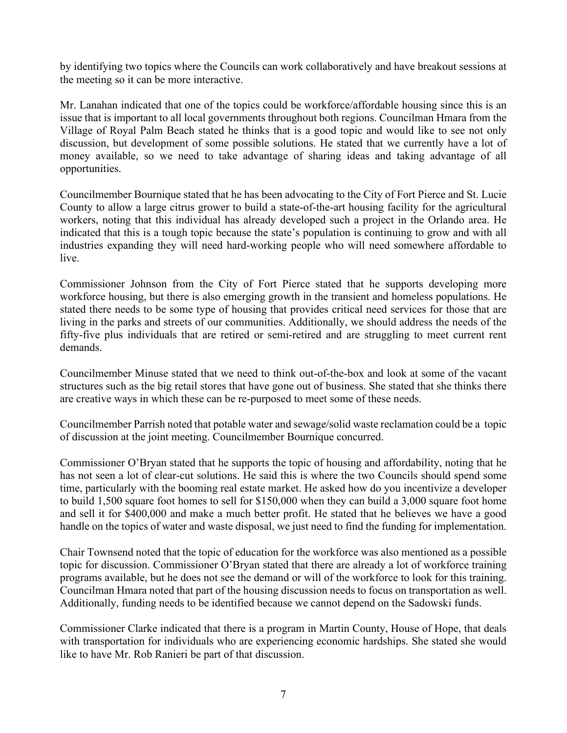by identifying two topics where the Councils can work collaboratively and have breakout sessions at the meeting so it can be more interactive.

Mr. Lanahan indicated that one of the topics could be workforce/affordable housing since this is an issue that is important to all local governments throughout both regions. Councilman Hmara from the Village of Royal Palm Beach stated he thinks that is a good topic and would like to see not only discussion, but development of some possible solutions. He stated that we currently have a lot of money available, so we need to take advantage of sharing ideas and taking advantage of all opportunities.

Councilmember Bournique stated that he has been advocating to the City of Fort Pierce and St. Lucie County to allow a large citrus grower to build a state-of-the-art housing facility for the agricultural workers, noting that this individual has already developed such a project in the Orlando area. He indicated that this is a tough topic because the state's population is continuing to grow and with all industries expanding they will need hard-working people who will need somewhere affordable to live.

Commissioner Johnson from the City of Fort Pierce stated that he supports developing more workforce housing, but there is also emerging growth in the transient and homeless populations. He stated there needs to be some type of housing that provides critical need services for those that are living in the parks and streets of our communities. Additionally, we should address the needs of the fifty-five plus individuals that are retired or semi-retired and are struggling to meet current rent demands.

Councilmember Minuse stated that we need to think out-of-the-box and look at some of the vacant structures such as the big retail stores that have gone out of business. She stated that she thinks there are creative ways in which these can be re-purposed to meet some of these needs.

Councilmember Parrish noted that potable water and sewage/solid waste reclamation could be a topic of discussion at the joint meeting. Councilmember Bournique concurred.

Commissioner O'Bryan stated that he supports the topic of housing and affordability, noting that he has not seen a lot of clear-cut solutions. He said this is where the two Councils should spend some time, particularly with the booming real estate market. He asked how do you incentivize a developer to build 1,500 square foot homes to sell for $150,000 when they can build a 3,000 square foot home and sell it for $400,000 and make a much better profit. He stated that he believes we have a good handle on the topics of water and waste disposal, we just need to find the funding for implementation.

Chair Townsend noted that the topic of education for the workforce was also mentioned as a possible topic for discussion. Commissioner O'Bryan stated that there are already a lot of workforce training programs available, but he does not see the demand or will of the workforce to look for this training. Councilman Hmara noted that part of the housing discussion needs to focus on transportation as well. Additionally, funding needs to be identified because we cannot depend on the Sadowski funds.

Commissioner Clarke indicated that there is a program in Martin County, House of Hope, that deals with transportation for individuals who are experiencing economic hardships. She stated she would like to have Mr. Rob Ranieri be part of that discussion.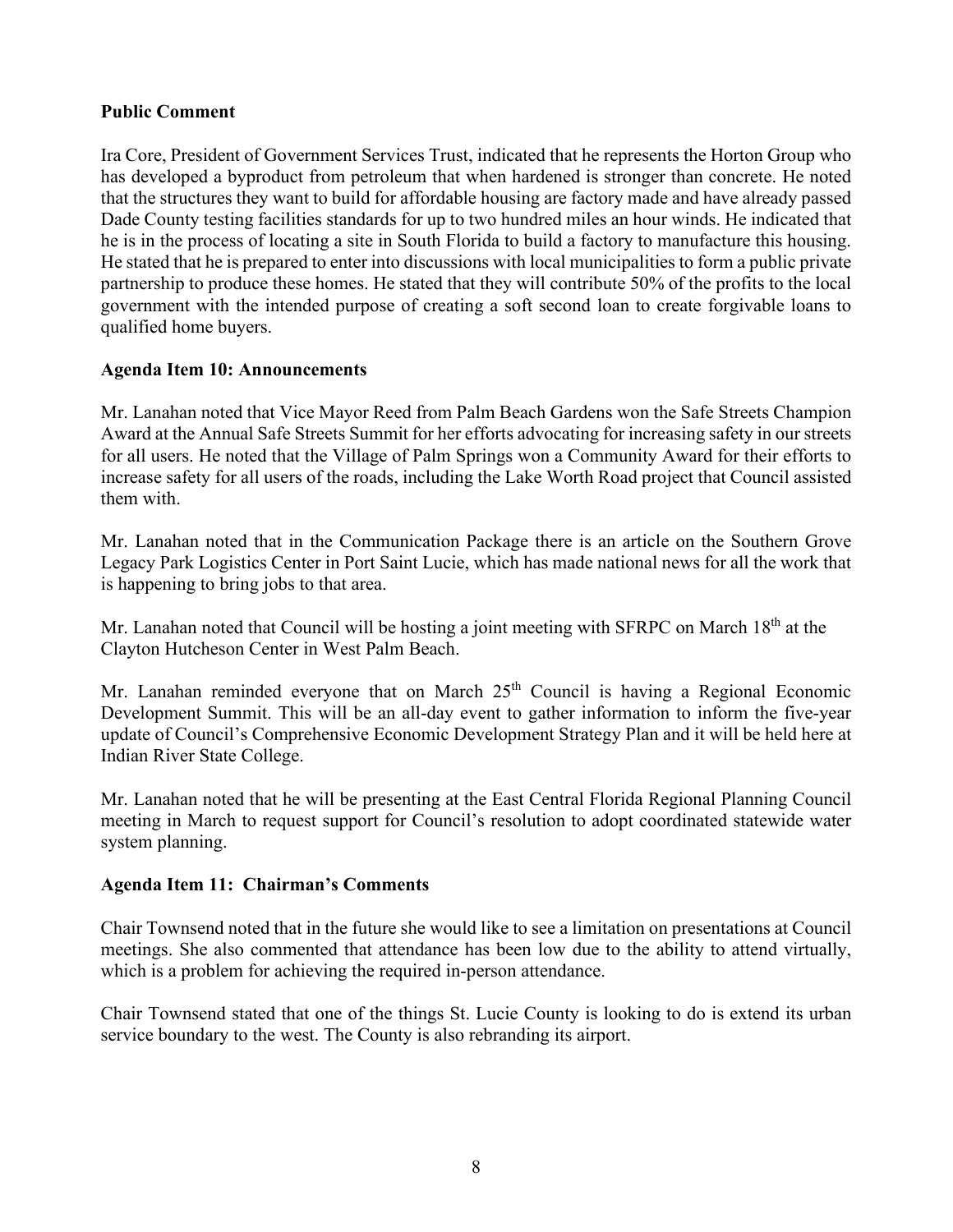**Public Comment**

Ira Core, President of Government Services Trust, indicated that he represents the Horton Group who has developed a byproduct from petroleum that when hardened is stronger than concrete. He noted that the structures they want to build for affordable housing are factory made and have already passed Dade County testing facilities standards for up to two hundred miles an hour winds. He indicated that he is in the process of locating a site in South Florida to build a factory to manufacture this housing. He stated that he is prepared to enter into discussions with local municipalities to form a public private partnership to produce these homes. He stated that they will contribute 50% of the profits to the local government with the intended purpose of creating a soft second loan to create forgivable loans to qualified home buyers.

**Agenda Item 10: Announcements**

Mr. Lanahan noted that Vice Mayor Reed from Palm Beach Gardens won the Safe Streets Champion Award at the Annual Safe Streets Summit for her efforts advocating for increasing safety in our streets for all users. He noted that the Village of Palm Springs won a Community Award for their efforts to increase safety for all users of the roads, including the Lake Worth Road project that Council assisted them with.

Mr. Lanahan noted that in the Communication Package there is an article on the Southern Grove Legacy Park Logistics Center in Port Saint Lucie, which has made national news for all the work that is happening to bring jobs to that area.

Mr. Lanahan noted that Council will be hosting a joint meeting with SFRPC on March 18th at the Clayton Hutcheson Center in West Palm Beach.

Mr. Lanahan reminded everyone that on March 25th Council is having a Regional Economic Development Summit. This will be an all-day event to gather information to inform the five-year update of Council's Comprehensive Economic Development Strategy Plan and it will be held here at Indian River State College.

Mr. Lanahan noted that he will be presenting at the East Central Florida Regional Planning Council meeting in March to request support for Council's resolution to adopt coordinated statewide water system planning.

**Agenda Item 11: Chairman's Comments**

Chair Townsend noted that in the future she would like to see a limitation on presentations at Council meetings. She also commented that attendance has been low due to the ability to attend virtually, which is a problem for achieving the required in-person attendance.

Chair Townsend stated that one of the things St. Lucie County is looking to do is extend its urban service boundary to the west. The County is also rebranding its airport.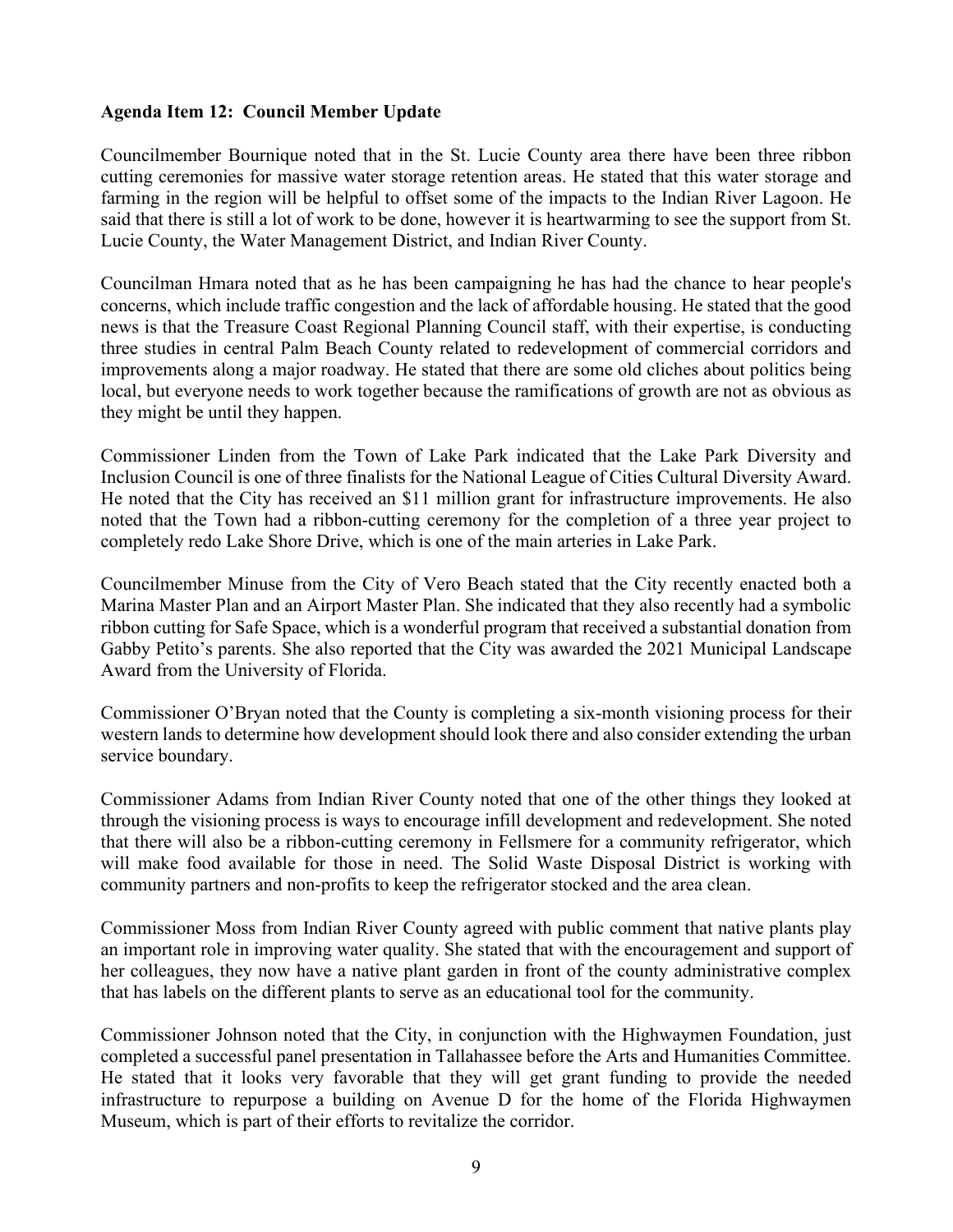**Agenda Item 12: Council Member Update**

Councilmember Bournique noted that in the St. Lucie County area there have been three ribbon cutting ceremonies for massive water storage retention areas. He stated that this water storage and farming in the region will be helpful to offset some of the impacts to the Indian River Lagoon. He said that there is still a lot of work to be done, however it is heartwarming to see the support from St. Lucie County, the Water Management District, and Indian River County.

Councilman Hmara noted that as he has been campaigning he has had the chance to hear people's concerns, which include traffic congestion and the lack of affordable housing. He stated that the good news is that the Treasure Coast Regional Planning Council staff, with their expertise, is conducting three studies in central Palm Beach County related to redevelopment of commercial corridors and improvements along a major roadway. He stated that there are some old cliches about politics being local, but everyone needs to work together because the ramifications of growth are not as obvious as they might be until they happen.

Commissioner Linden from the Town of Lake Park indicated that the Lake Park Diversity and Inclusion Council is one of three finalists for the National League of Cities Cultural Diversity Award. He noted that the City has received an $11 million grant for infrastructure improvements. He also noted that the Town had a ribbon-cutting ceremony for the completion of a three year project to completely redo Lake Shore Drive, which is one of the main arteries in Lake Park.

Councilmember Minuse from the City of Vero Beach stated that the City recently enacted both a Marina Master Plan and an Airport Master Plan. She indicated that they also recently had a symbolic ribbon cutting for Safe Space, which is a wonderful program that received a substantial donation from Gabby Petito's parents. She also reported that the City was awarded the 2021 Municipal Landscape Award from the University of Florida.

Commissioner O'Bryan noted that the County is completing a six-month visioning process for their western lands to determine how development should look there and also consider extending the urban service boundary.

Commissioner Adams from Indian River County noted that one of the other things they looked at through the visioning process is ways to encourage infill development and redevelopment. She noted that there will also be a ribbon-cutting ceremony in Fellsmere for a community refrigerator, which will make food available for those in need. The Solid Waste Disposal District is working with community partners and non-profits to keep the refrigerator stocked and the area clean.

Commissioner Moss from Indian River County agreed with public comment that native plants play an important role in improving water quality. She stated that with the encouragement and support of her colleagues, they now have a native plant garden in front of the county administrative complex that has labels on the different plants to serve as an educational tool for the community.

Commissioner Johnson noted that the City, in conjunction with the Highwaymen Foundation, just completed a successful panel presentation in Tallahassee before the Arts and Humanities Committee. He stated that it looks very favorable that they will get grant funding to provide the needed infrastructure to repurpose a building on Avenue D for the home of the Florida Highwaymen Museum, which is part of their efforts to revitalize the corridor.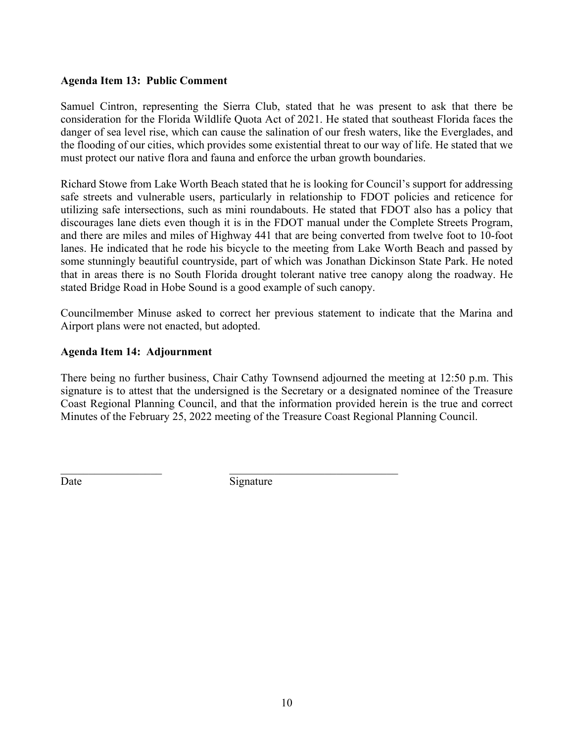**Agenda Item 13: Public Comment**

Samuel Cintron, representing the Sierra Club, stated that he was present to ask that there be consideration for the Florida Wildlife Quota Act of 2021. He stated that southeast Florida faces the danger of sea level rise, which can cause the salination of our fresh waters, like the Everglades, and the flooding of our cities, which provides some existential threat to our way of life. He stated that we must protect our native flora and fauna and enforce the urban growth boundaries.

Richard Stowe from Lake Worth Beach stated that he is looking for Council's support for addressing safe streets and vulnerable users, particularly in relationship to FDOT policies and reticence for utilizing safe intersections, such as mini roundabouts. He stated that FDOT also has a policy that discourages lane diets even though it is in the FDOT manual under the Complete Streets Program, and there are miles and miles of Highway 441 that are being converted from twelve foot to 10-foot lanes. He indicated that he rode his bicycle to the meeting from Lake Worth Beach and passed by some stunningly beautiful countryside, part of which was Jonathan Dickinson State Park. He noted that in areas there is no South Florida drought tolerant native tree canopy along the roadway. He stated Bridge Road in Hobe Sound is a good example of such canopy.

Councilmember Minuse asked to correct her previous statement to indicate that the Marina and Airport plans were not enacted, but adopted.

**Agenda Item 14: Adjournment**

There being no further business, Chair Cathy Townsend adjourned the meeting at 12:50 p.m. This signature is to attest that the undersigned is the Secretary or a designated nominee of the Treasure Coast Regional Planning Council, and that the information provided herein is the true and correct Minutes of the February 25, 2022 meeting of the Treasure Coast Regional Planning Council.

\_\_\_\_\_\_\_\_\_\_\_\_\_\_\_\_\_\_ \_\_\_\_\_\_\_\_\_\_\_\_\_\_\_\_\_\_\_\_\_\_\_\_\_\_\_\_\_\_

Date Signature